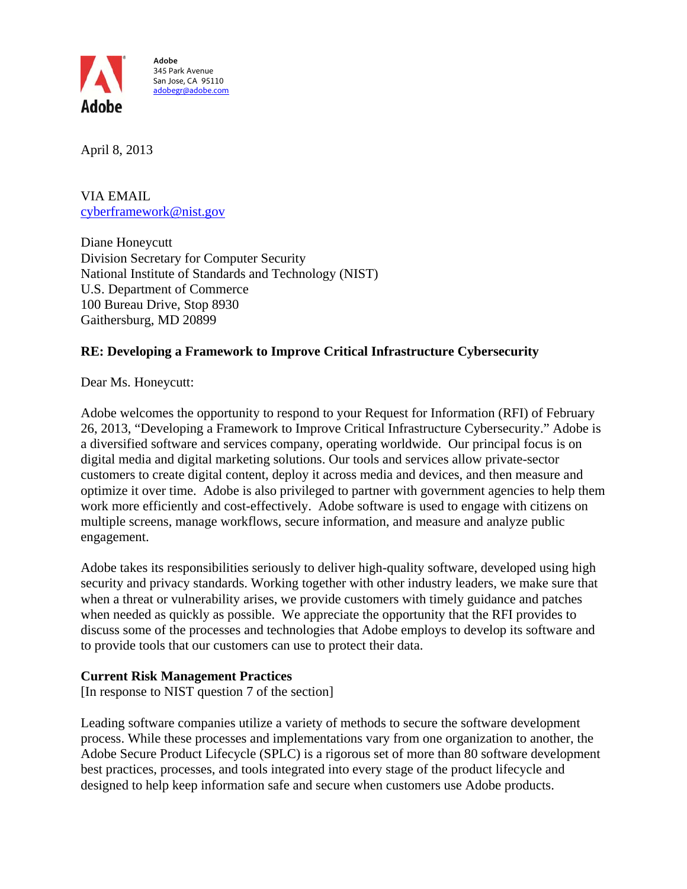**Adobe**
345 Park Avenue
San Jose, CA 95110
adobegr@adobe.com

April 8, 2013

VIA EMAIL
cyberframework@nist.gov

Diane Honeycutt
Division Secretary for Computer Security
National Institute of Standards and Technology (NIST)
U.S. Department of Commerce
100 Bureau Drive, Stop 8930
Gaithersburg, MD 20899

**RE: Developing a Framework to Improve Critical Infrastructure Cybersecurity**

Dear Ms. Honeycutt:

Adobe welcomes the opportunity to respond to your Request for Information (RFI) of February 26, 2013, "Developing a Framework to Improve Critical Infrastructure Cybersecurity." Adobe is a diversified software and services company, operating worldwide. Our principal focus is on digital media and digital marketing solutions. Our tools and services allow private-sector customers to create digital content, deploy it across media and devices, and then measure and optimize it over time. Adobe is also privileged to partner with government agencies to help them work more efficiently and cost-effectively. Adobe software is used to engage with citizens on multiple screens, manage workflows, secure information, and measure and analyze public engagement.

Adobe takes its responsibilities seriously to deliver high-quality software, developed using high security and privacy standards. Working together with other industry leaders, we make sure that when a threat or vulnerability arises, we provide customers with timely guidance and patches when needed as quickly as possible. We appreciate the opportunity that the RFI provides to discuss some of the processes and technologies that Adobe employs to develop its software and to provide tools that our customers can use to protect their data.

**Current Risk Management Practices**
[In response to NIST question 7 of the section]

Leading software companies utilize a variety of methods to secure the software development process. While these processes and implementations vary from one organization to another, the Adobe Secure Product Lifecycle (SPLC) is a rigorous set of more than 80 software development best practices, processes, and tools integrated into every stage of the product lifecycle and designed to help keep information safe and secure when customers use Adobe products.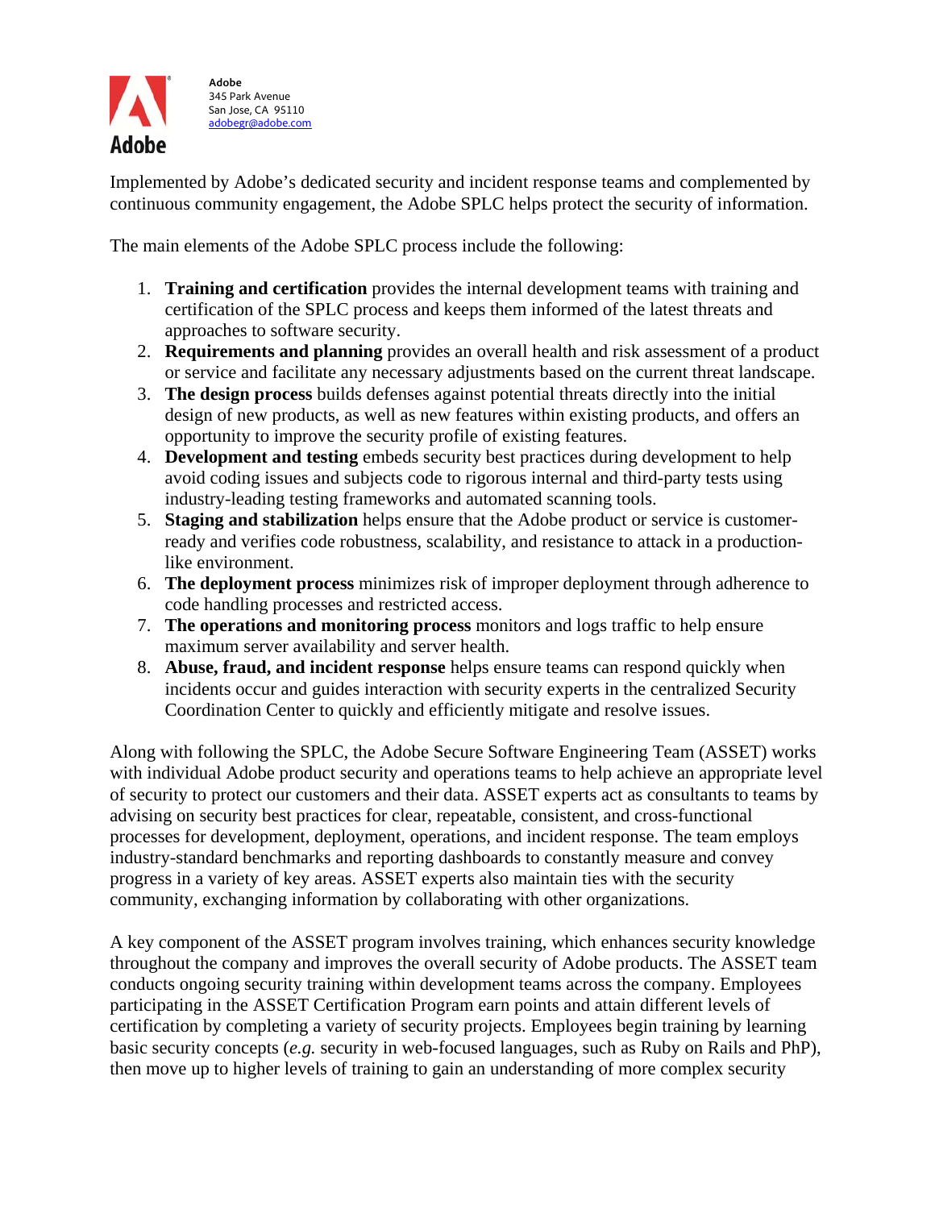Adobe
345 Park Avenue
San Jose, CA 95110
adobegr@adobe.com

Implemented by Adobe's dedicated security and incident response teams and complemented by continuous community engagement, the Adobe SPLC helps protect the security of information.

The main elements of the Adobe SPLC process include the following:

1. **Training and certification** provides the internal development teams with training and certification of the SPLC process and keeps them informed of the latest threats and approaches to software security.
2. **Requirements and planning** provides an overall health and risk assessment of a product or service and facilitate any necessary adjustments based on the current threat landscape.
3. **The design process** builds defenses against potential threats directly into the initial design of new products, as well as new features within existing products, and offers an opportunity to improve the security profile of existing features.
4. **Development and testing** embeds security best practices during development to help avoid coding issues and subjects code to rigorous internal and third-party tests using industry-leading testing frameworks and automated scanning tools.
5. **Staging and stabilization** helps ensure that the Adobe product or service is customer-ready and verifies code robustness, scalability, and resistance to attack in a production-like environment.
6. **The deployment process** minimizes risk of improper deployment through adherence to code handling processes and restricted access.
7. **The operations and monitoring process** monitors and logs traffic to help ensure maximum server availability and server health.
8. **Abuse, fraud, and incident response** helps ensure teams can respond quickly when incidents occur and guides interaction with security experts in the centralized Security Coordination Center to quickly and efficiently mitigate and resolve issues.

Along with following the SPLC, the Adobe Secure Software Engineering Team (ASSET) works with individual Adobe product security and operations teams to help achieve an appropriate level of security to protect our customers and their data. ASSET experts act as consultants to teams by advising on security best practices for clear, repeatable, consistent, and cross-functional processes for development, deployment, operations, and incident response. The team employs industry-standard benchmarks and reporting dashboards to constantly measure and convey progress in a variety of key areas. ASSET experts also maintain ties with the security community, exchanging information by collaborating with other organizations.

A key component of the ASSET program involves training, which enhances security knowledge throughout the company and improves the overall security of Adobe products. The ASSET team conducts ongoing security training within development teams across the company. Employees participating in the ASSET Certification Program earn points and attain different levels of certification by completing a variety of security projects. Employees begin training by learning basic security concepts (*e.g.* security in web-focused languages, such as Ruby on Rails and PhP), then move up to higher levels of training to gain an understanding of more complex security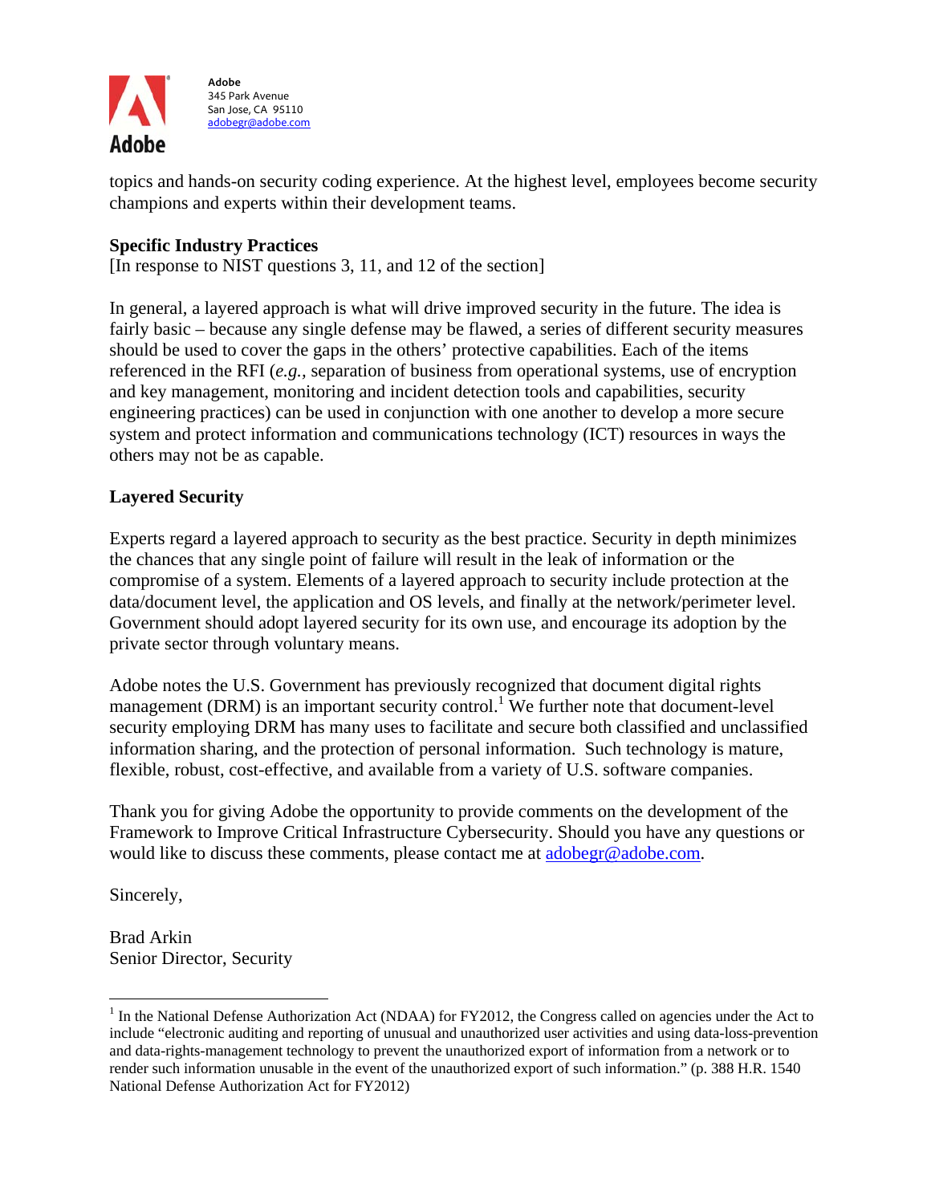topics and hands-on security coding experience. At the highest level, employees become security champions and experts within their development teams.

**Specific Industry Practices**
[In response to NIST questions 3, 11, and 12 of the section]

In general, a layered approach is what will drive improved security in the future. The idea is fairly basic – because any single defense may be flawed, a series of different security measures should be used to cover the gaps in the others' protective capabilities. Each of the items referenced in the RFI (*e.g.,* separation of business from operational systems, use of encryption and key management, monitoring and incident detection tools and capabilities, security engineering practices) can be used in conjunction with one another to develop a more secure system and protect information and communications technology (ICT) resources in ways the others may not be as capable.

**Layered Security**

Experts regard a layered approach to security as the best practice. Security in depth minimizes the chances that any single point of failure will result in the leak of information or the compromise of a system. Elements of a layered approach to security include protection at the data/document level, the application and OS levels, and finally at the network/perimeter level. Government should adopt layered security for its own use, and encourage its adoption by the private sector through voluntary means.

Adobe notes the U.S. Government has previously recognized that document digital rights management (DRM) is an important security control.[1] We further note that document-level security employing DRM has many uses to facilitate and secure both classified and unclassified information sharing, and the protection of personal information. Such technology is mature, flexible, robust, cost-effective, and available from a variety of U.S. software companies.

Thank you for giving Adobe the opportunity to provide comments on the development of the Framework to Improve Critical Infrastructure Cybersecurity. Should you have any questions or would like to discuss these comments, please contact me at adobegr@adobe.com.

Sincerely,

Brad Arkin
Senior Director, Security

---

[1] In the National Defense Authorization Act (NDAA) for FY2012, the Congress called on agencies under the Act to include "electronic auditing and reporting of unusual and unauthorized user activities and using data-loss-prevention and data-rights-management technology to prevent the unauthorized export of information from a network or to render such information unusable in the event of the unauthorized export of such information." (p. 388 H.R. 1540 National Defense Authorization Act for FY2012)